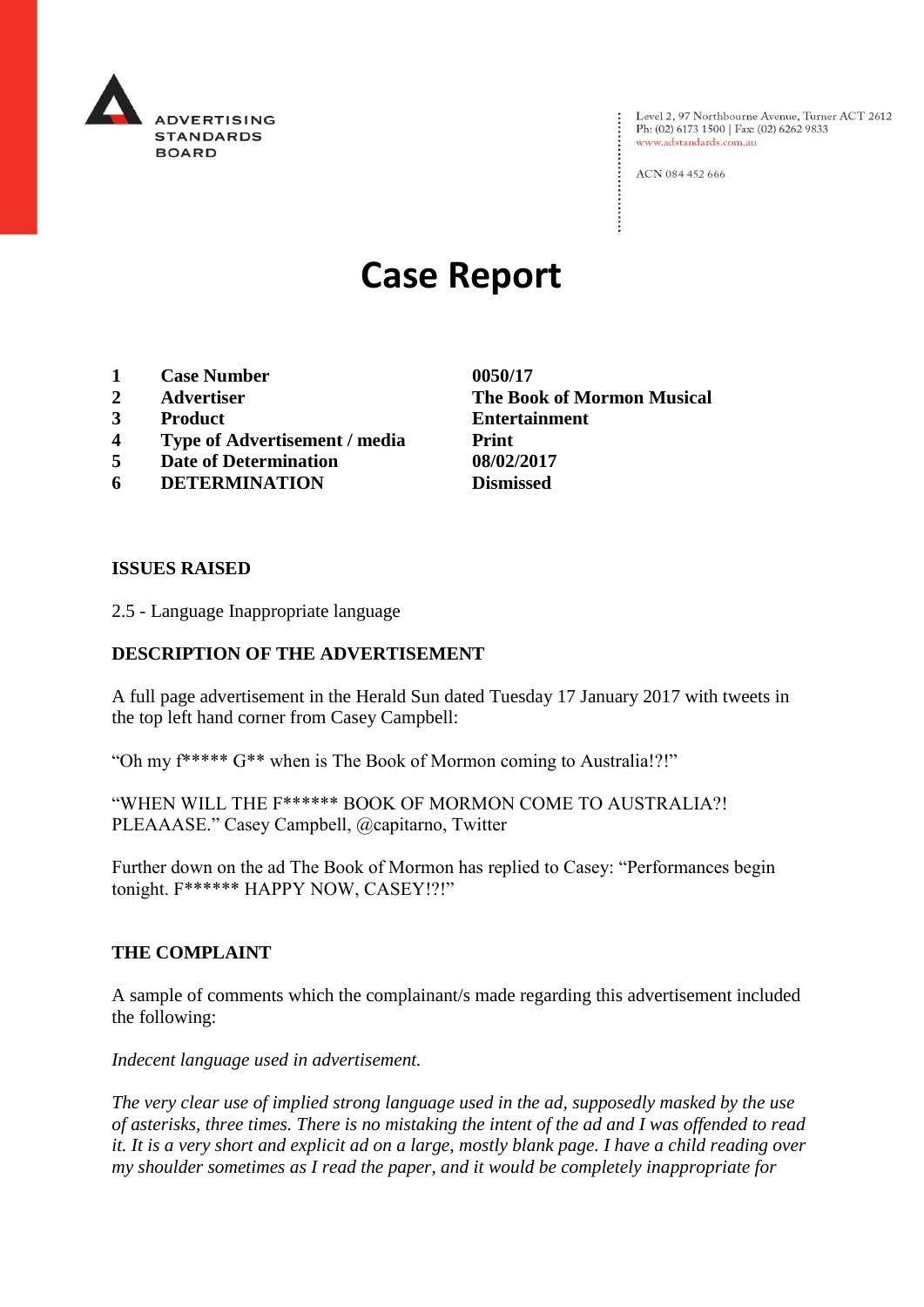ADVERTISING STANDARDS BOARD

Level 2, 97 Northbourne Avenue, Turner ACT 2612
Ph: (02) 6173 1500 | Fax: (02) 6262 9833
www.adstandards.com.au

ACN 084 452 666

# Case Report

| | | |
|---|---|---|
| **1** | **Case Number** | **0050/17** |
| **2** | **Advertiser** | **The Book of Mormon Musical** |
| **3** | **Product** | **Entertainment** |
| **4** | **Type of Advertisement / media** | **Print** |
| **5** | **Date of Determination** | **08/02/2017** |
| **6** | **DETERMINATION** | **Dismissed** |

**ISSUES RAISED**

2.5 - Language Inappropriate language

**DESCRIPTION OF THE ADVERTISEMENT**

A full page advertisement in the Herald Sun dated Tuesday 17 January 2017 with tweets in the top left hand corner from Casey Campbell:

"Oh my f***** G** when is The Book of Mormon coming to Australia!?!"

"WHEN WILL THE F****** BOOK OF MORMON COME TO AUSTRALIA?! PLEAAASE." Casey Campbell, @capitarno, Twitter

Further down on the ad The Book of Mormon has replied to Casey: "Performances begin tonight. F****** HAPPY NOW, CASEY!?!"

**THE COMPLAINT**

A sample of comments which the complainant/s made regarding this advertisement included the following:

*Indecent language used in advertisement.*

*The very clear use of implied strong language used in the ad, supposedly masked by the use of asterisks, three times. There is no mistaking the intent of the ad and I was offended to read it. It is a very short and explicit ad on a large, mostly blank page. I have a child reading over my shoulder sometimes as I read the paper, and it would be completely inappropriate for*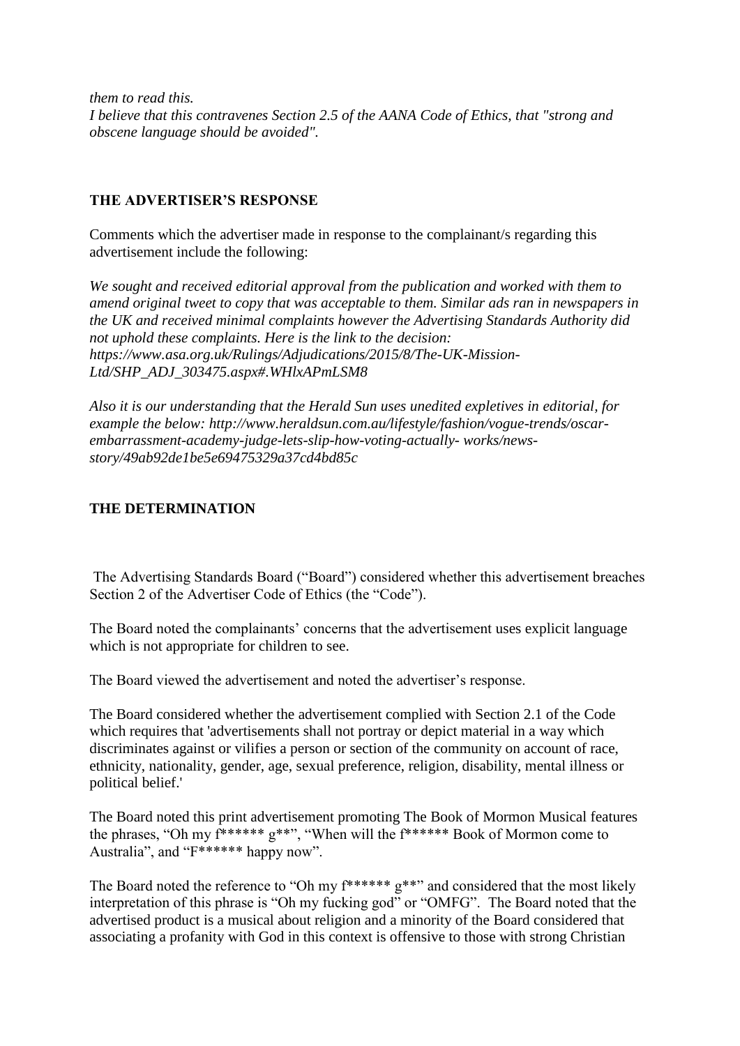*them to read this.*
*I believe that this contravenes Section 2.5 of the AANA Code of Ethics, that "strong and obscene language should be avoided".*

## THE ADVERTISER'S RESPONSE

Comments which the advertiser made in response to the complainant/s regarding this advertisement include the following:

*We sought and received editorial approval from the publication and worked with them to amend original tweet to copy that was acceptable to them. Similar ads ran in newspapers in the UK and received minimal complaints however the Advertising Standards Authority did not uphold these complaints. Here is the link to the decision: https://www.asa.org.uk/Rulings/Adjudications/2015/8/The-UK-Mission-Ltd/SHP_ADJ_303475.aspx#.WHlxAPmLSM8*

*Also it is our understanding that the Herald Sun uses unedited expletives in editorial, for example the below: http://www.heraldsun.com.au/lifestyle/fashion/vogue-trends/oscar-embarrassment-academy-judge-lets-slip-how-voting-actually- works/news-story/49ab92de1be5e69475329a37cd4bd85c*

## THE DETERMINATION

The Advertising Standards Board ("Board") considered whether this advertisement breaches Section 2 of the Advertiser Code of Ethics (the "Code").

The Board noted the complainants' concerns that the advertisement uses explicit language which is not appropriate for children to see.

The Board viewed the advertisement and noted the advertiser's response.

The Board considered whether the advertisement complied with Section 2.1 of the Code which requires that 'advertisements shall not portray or depict material in a way which discriminates against or vilifies a person or section of the community on account of race, ethnicity, nationality, gender, age, sexual preference, religion, disability, mental illness or political belief.'

The Board noted this print advertisement promoting The Book of Mormon Musical features the phrases, "Oh my f****** g**", "When will the f****** Book of Mormon come to Australia", and "F****** happy now".

The Board noted the reference to "Oh my f****** g**" and considered that the most likely interpretation of this phrase is "Oh my fucking god" or "OMFG". The Board noted that the advertised product is a musical about religion and a minority of the Board considered that associating a profanity with God in this context is offensive to those with strong Christian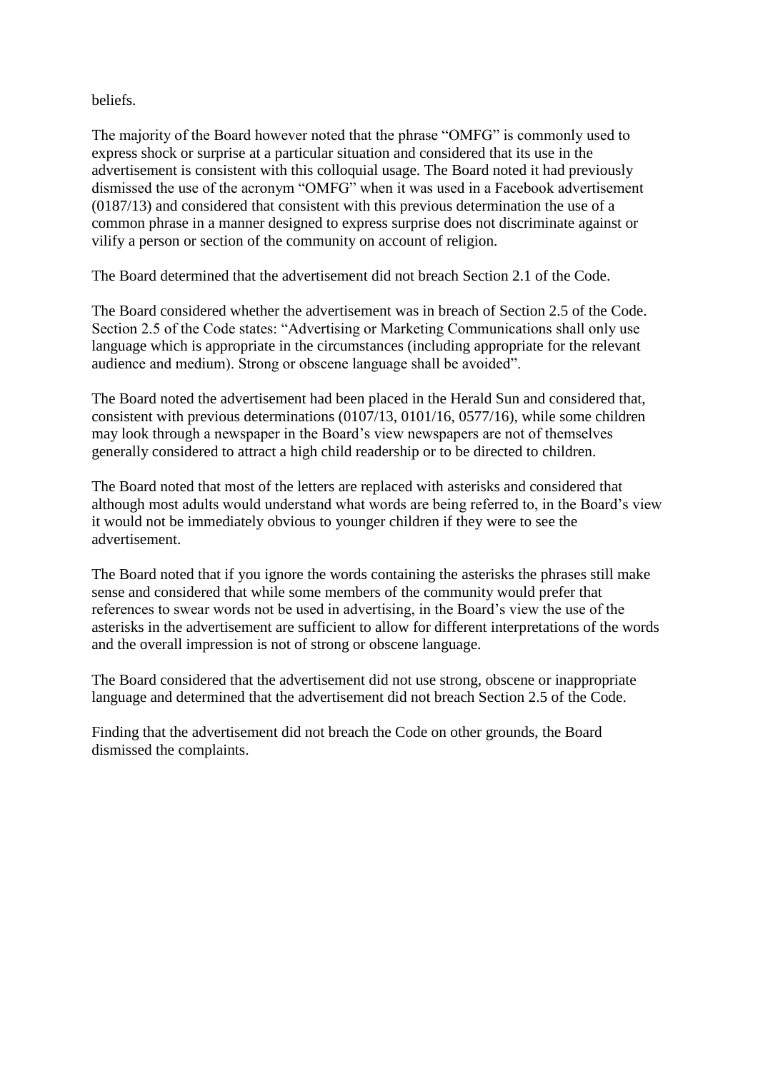beliefs.

The majority of the Board however noted that the phrase “OMFG” is commonly used to express shock or surprise at a particular situation and considered that its use in the advertisement is consistent with this colloquial usage. The Board noted it had previously dismissed the use of the acronym “OMFG” when it was used in a Facebook advertisement (0187/13) and considered that consistent with this previous determination the use of a common phrase in a manner designed to express surprise does not discriminate against or vilify a person or section of the community on account of religion.

The Board determined that the advertisement did not breach Section 2.1 of the Code.

The Board considered whether the advertisement was in breach of Section 2.5 of the Code. Section 2.5 of the Code states: “Advertising or Marketing Communications shall only use language which is appropriate in the circumstances (including appropriate for the relevant audience and medium). Strong or obscene language shall be avoided”.

The Board noted the advertisement had been placed in the Herald Sun and considered that, consistent with previous determinations (0107/13, 0101/16, 0577/16), while some children may look through a newspaper in the Board’s view newspapers are not of themselves generally considered to attract a high child readership or to be directed to children.

The Board noted that most of the letters are replaced with asterisks and considered that although most adults would understand what words are being referred to, in the Board’s view it would not be immediately obvious to younger children if they were to see the advertisement.

The Board noted that if you ignore the words containing the asterisks the phrases still make sense and considered that while some members of the community would prefer that references to swear words not be used in advertising, in the Board’s view the use of the asterisks in the advertisement are sufficient to allow for different interpretations of the words and the overall impression is not of strong or obscene language.

The Board considered that the advertisement did not use strong, obscene or inappropriate language and determined that the advertisement did not breach Section 2.5 of the Code.

Finding that the advertisement did not breach the Code on other grounds, the Board dismissed the complaints.